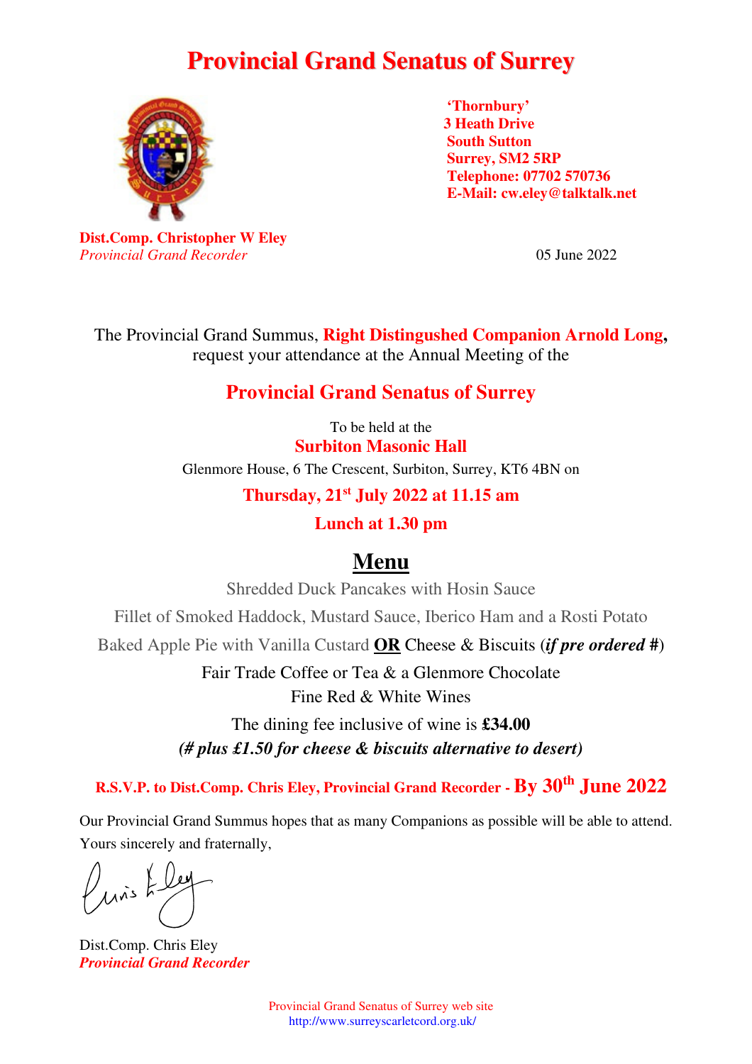# Provincial Grand Senatus of Surrey

'Thornbury'
3 Heath Drive
South Sutton
Surrey, SM2 5RP
Telephone: 07702 570736
E-Mail: cw.eley@talktalk.net

**Dist.Comp. Christopher W Eley**
*Provincial Grand Recorder*

05 June 2022

The Provincial Grand Summus, **Right Distingushed Companion Arnold Long,** request your attendance at the Annual Meeting of the

## Provincial Grand Senatus of Surrey

To be held at the
**Surbiton Masonic Hall**
Glenmore House, 6 The Crescent, Surbiton, Surrey, KT6 4BN on

**Thursday, 21st July 2022 at 11.15 am**

**Lunch at 1.30 pm**

## Menu

Shredded Duck Pancakes with Hosin Sauce

Fillet of Smoked Haddock, Mustard Sauce, Iberico Ham and a Rosti Potato

Baked Apple Pie with Vanilla Custard **OR** Cheese & Biscuits (***if pre ordered #***)

Fair Trade Coffee or Tea & a Glenmore Chocolate

Fine Red & White Wines

The dining fee inclusive of wine is **£34.00**

***(# plus £1.50 for cheese & biscuits alternative to desert)***

**R.S.V.P. to Dist.Comp. Chris Eley, Provincial Grand Recorder - By 30th June 2022**

Our Provincial Grand Summus hopes that as many Companions as possible will be able to attend.

Yours sincerely and fraternally,

Dist.Comp. Chris Eley
***Provincial Grand Recorder***

Provincial Grand Senatus of Surrey web site
http://www.surreyscarletcord.org.uk/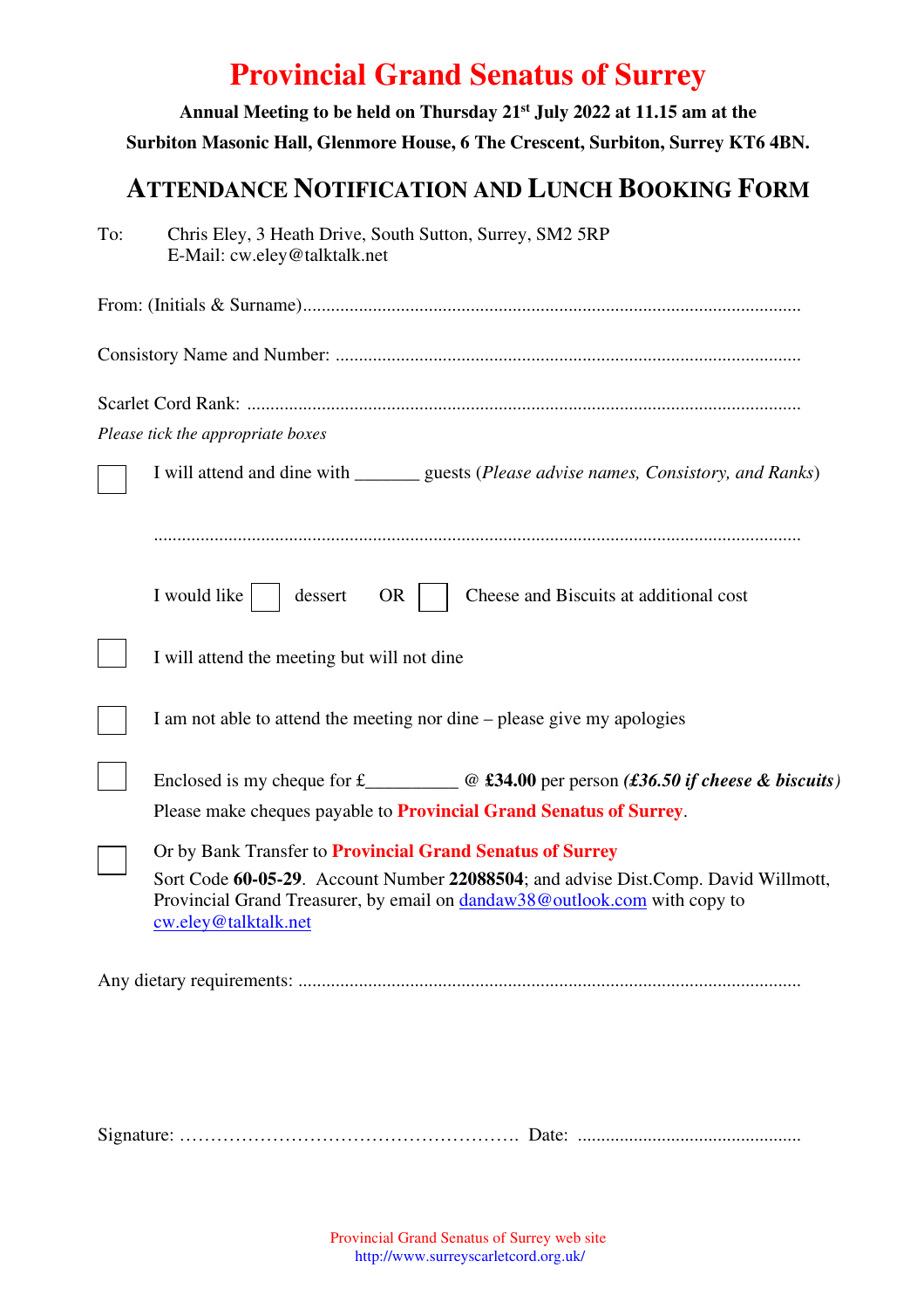# Provincial Grand Senatus of Surrey

**Annual Meeting to be held on Thursday 21st July 2022 at 11.15 am at the Surbiton Masonic Hall, Glenmore House, 6 The Crescent, Surbiton, Surrey KT6 4BN.**

## ATTENDANCE NOTIFICATION AND LUNCH BOOKING FORM

To: Chris Eley, 3 Heath Drive, South Sutton, Surrey, SM2 5RP
E-Mail: cw.eley@talktalk.net

From: (Initials & Surname)..........................................................................................................

Consistory Name and Number: ...................................................................................................

Scarlet Cord Rank: ......................................................................................................................

*Please tick the appropriate boxes*

☐ I will attend and dine with _______ guests (*Please advise names, Consistory, and Ranks*)

..........................................................................................................................................

I would like ☐ dessert OR ☐ Cheese and Biscuits at additional cost

☐ I will attend the meeting but will not dine

☐ I am not able to attend the meeting nor dine – please give my apologies

☐ Enclosed is my cheque for £__________ @ **£34.00** per person ***(£36.50 if cheese & biscuits)***
Please make cheques payable to **Provincial Grand Senatus of Surrey**.

☐ Or by Bank Transfer to **Provincial Grand Senatus of Surrey**
Sort Code **60-05-29**. Account Number **22088504**; and advise Dist.Comp. David Willmott, Provincial Grand Treasurer, by email on dandaw38@outlook.com with copy to cw.eley@talktalk.net

Any dietary requirements: ..........................................................................................................

Signature: ………………………………………………. Date: ...............................................

Provincial Grand Senatus of Surrey web site
http://www.surreyscarletcord.org.uk/